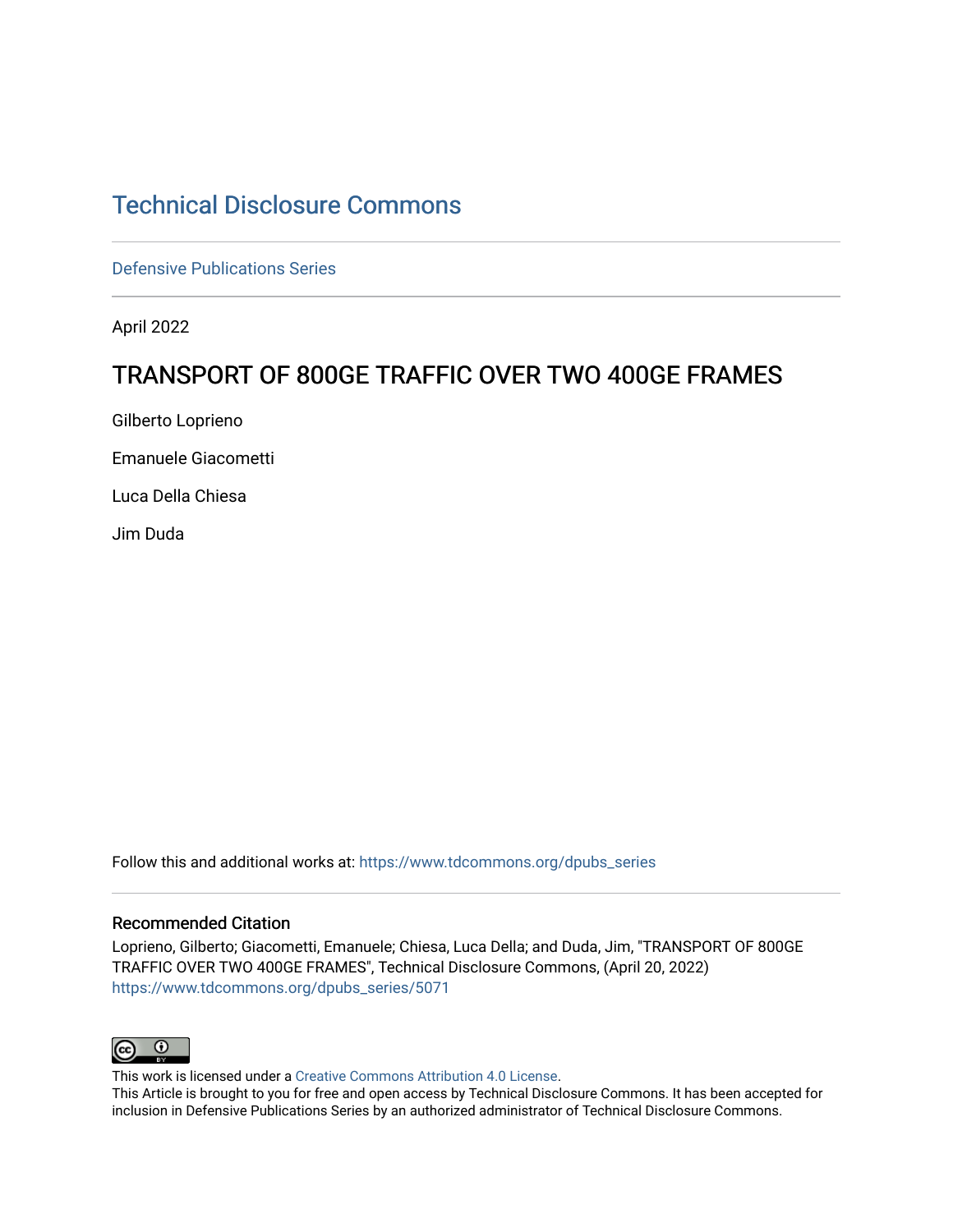# Technical Disclosure Commons

Defensive Publications Series

April 2022

## TRANSPORT OF 800GE TRAFFIC OVER TWO 400GE FRAMES

Gilberto Loprieno

Emanuele Giacometti

Luca Della Chiesa

Jim Duda

Follow this and additional works at: https://www.tdcommons.org/dpubs_series

### Recommended Citation

Loprieno, Gilberto; Giacometti, Emanuele; Chiesa, Luca Della; and Duda, Jim, "TRANSPORT OF 800GE TRAFFIC OVER TWO 400GE FRAMES", Technical Disclosure Commons, (April 20, 2022)
https://www.tdcommons.org/dpubs_series/5071

This work is licensed under a Creative Commons Attribution 4.0 License.
This Article is brought to you for free and open access by Technical Disclosure Commons. It has been accepted for inclusion in Defensive Publications Series by an authorized administrator of Technical Disclosure Commons.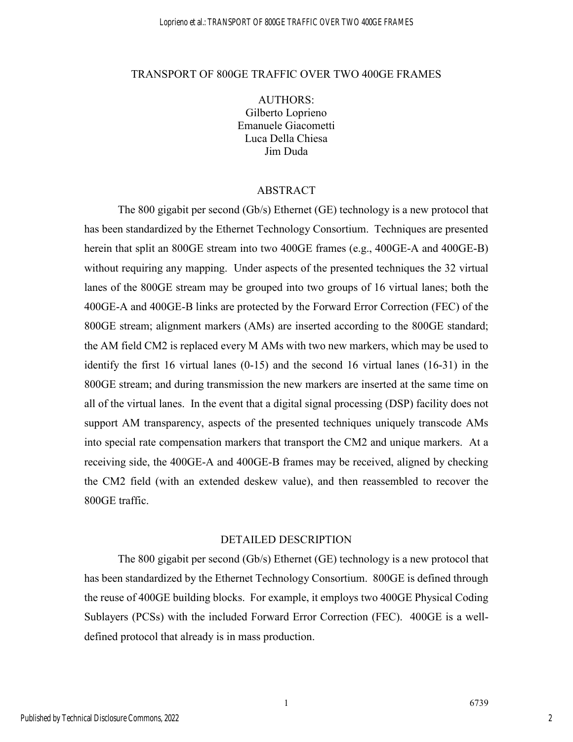# TRANSPORT OF 800GE TRAFFIC OVER TWO 400GE FRAMES

AUTHORS:  
Gilberto Loprieno  
Emanuele Giacometti  
Luca Della Chiesa  
Jim Duda

## ABSTRACT

The 800 gigabit per second (Gb/s) Ethernet (GE) technology is a new protocol that has been standardized by the Ethernet Technology Consortium. Techniques are presented herein that split an 800GE stream into two 400GE frames (e.g., 400GE-A and 400GE-B) without requiring any mapping. Under aspects of the presented techniques the 32 virtual lanes of the 800GE stream may be grouped into two groups of 16 virtual lanes; both the 400GE-A and 400GE-B links are protected by the Forward Error Correction (FEC) of the 800GE stream; alignment markers (AMs) are inserted according to the 800GE standard; the AM field CM2 is replaced every M AMs with two new markers, which may be used to identify the first 16 virtual lanes (0-15) and the second 16 virtual lanes (16-31) in the 800GE stream; and during transmission the new markers are inserted at the same time on all of the virtual lanes. In the event that a digital signal processing (DSP) facility does not support AM transparency, aspects of the presented techniques uniquely transcode AMs into special rate compensation markers that transport the CM2 and unique markers. At a receiving side, the 400GE-A and 400GE-B frames may be received, aligned by checking the CM2 field (with an extended deskew value), and then reassembled to recover the 800GE traffic.

## DETAILED DESCRIPTION

The 800 gigabit per second (Gb/s) Ethernet (GE) technology is a new protocol that has been standardized by the Ethernet Technology Consortium. 800GE is defined through the reuse of 400GE building blocks. For example, it employs two 400GE Physical Coding Sublayers (PCSs) with the included Forward Error Correction (FEC). 400GE is a well-defined protocol that already is in mass production.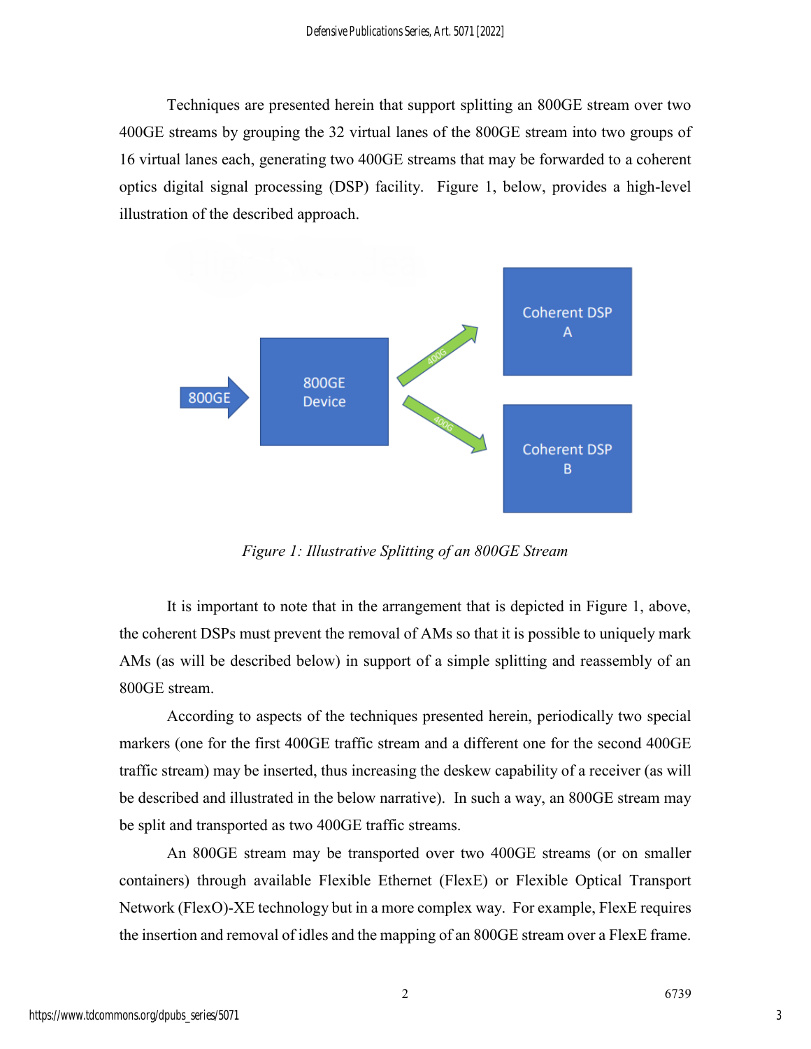Techniques are presented herein that support splitting an 800GE stream over two 400GE streams by grouping the 32 virtual lanes of the 800GE stream into two groups of 16 virtual lanes each, generating two 400GE streams that may be forwarded to a coherent optics digital signal processing (DSP) facility. Figure 1, below, provides a high-level illustration of the described approach.

800GE

800GE Device

400G

400G

Coherent DSP A

Coherent DSP B

*Figure 1: Illustrative Splitting of an 800GE Stream*

It is important to note that in the arrangement that is depicted in Figure 1, above, the coherent DSPs must prevent the removal of AMs so that it is possible to uniquely mark AMs (as will be described below) in support of a simple splitting and reassembly of an 800GE stream.

According to aspects of the techniques presented herein, periodically two special markers (one for the first 400GE traffic stream and a different one for the second 400GE traffic stream) may be inserted, thus increasing the deskew capability of a receiver (as will be described and illustrated in the below narrative). In such a way, an 800GE stream may be split and transported as two 400GE traffic streams.

An 800GE stream may be transported over two 400GE streams (or on smaller containers) through available Flexible Ethernet (FlexE) or Flexible Optical Transport Network (FlexO)-XE technology but in a more complex way. For example, FlexE requires the insertion and removal of idles and the mapping of an 800GE stream over a FlexE frame.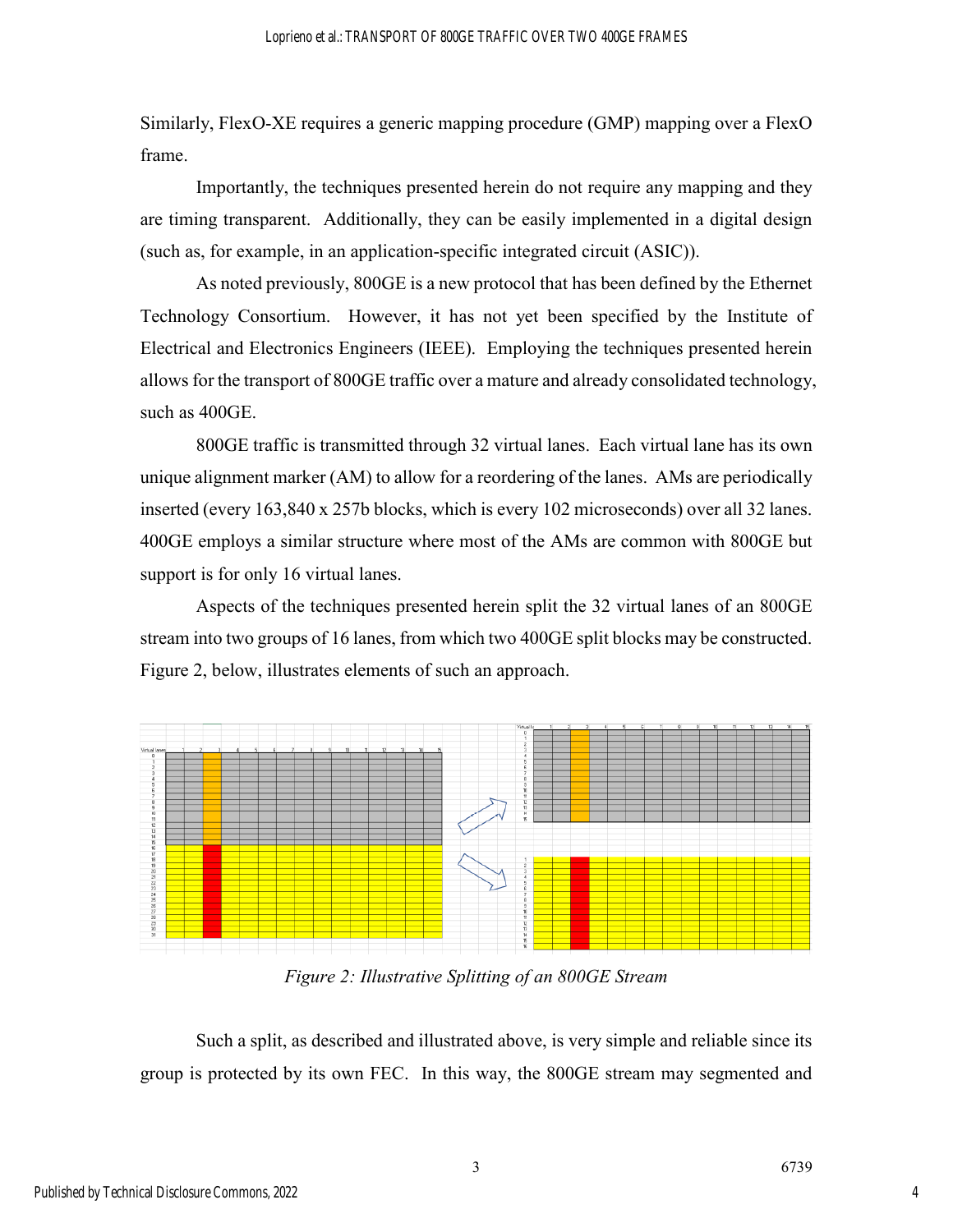Similarly, FlexO-XE requires a generic mapping procedure (GMP) mapping over a FlexO frame.

Importantly, the techniques presented herein do not require any mapping and they are timing transparent. Additionally, they can be easily implemented in a digital design (such as, for example, in an application-specific integrated circuit (ASIC)).

As noted previously, 800GE is a new protocol that has been defined by the Ethernet Technology Consortium. However, it has not yet been specified by the Institute of Electrical and Electronics Engineers (IEEE). Employing the techniques presented herein allows for the transport of 800GE traffic over a mature and already consolidated technology, such as 400GE.

800GE traffic is transmitted through 32 virtual lanes. Each virtual lane has its own unique alignment marker (AM) to allow for a reordering of the lanes. AMs are periodically inserted (every 163,840 x 257b blocks, which is every 102 microseconds) over all 32 lanes. 400GE employs a similar structure where most of the AMs are common with 800GE but support is for only 16 virtual lanes.

Aspects of the techniques presented herein split the 32 virtual lanes of an 800GE stream into two groups of 16 lanes, from which two 400GE split blocks may be constructed. Figure 2, below, illustrates elements of such an approach.

*Figure 2: Illustrative Splitting of an 800GE Stream*

Such a split, as described and illustrated above, is very simple and reliable since its group is protected by its own FEC. In this way, the 800GE stream may segmented and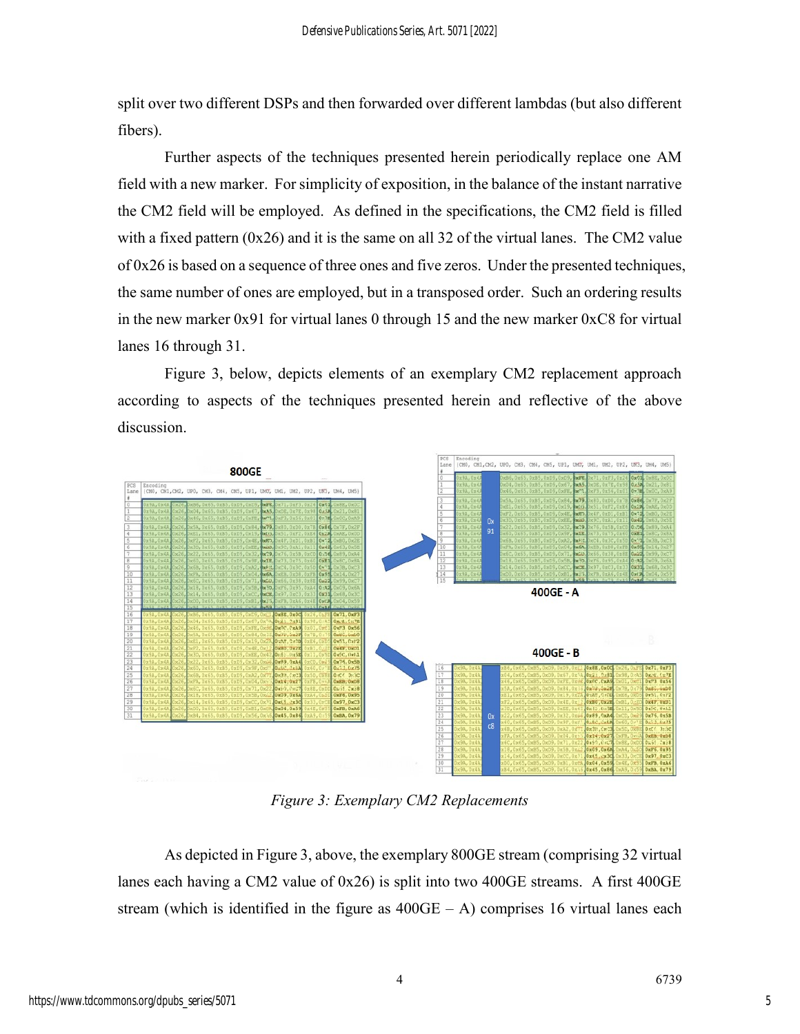split over two different DSPs and then forwarded over different lambdas (but also different fibers).

Further aspects of the techniques presented herein periodically replace one AM field with a new marker. For simplicity of exposition, in the balance of the instant narrative the CM2 field will be employed. As defined in the specifications, the CM2 field is filled with a fixed pattern (0x26) and it is the same on all 32 of the virtual lanes. The CM2 value of 0x26 is based on a sequence of three ones and five zeros. Under the presented techniques, the same number of ones are employed, but in a transposed order. Such an ordering results in the new marker 0x91 for virtual lanes 0 through 15 and the new marker 0xC8 for virtual lanes 16 through 31.

Figure 3, below, depicts elements of an exemplary CM2 replacement approach according to aspects of the techniques presented herein and reflective of the above discussion.

800GE

400GE - A

400GE - B

*Figure 3: Exemplary CM2 Replacements*

As depicted in Figure 3, above, the exemplary 800GE stream (comprising 32 virtual lanes each having a CM2 value of 0x26) is split into two 400GE streams. A first 400GE stream (which is identified in the figure as 400GE – A) comprises 16 virtual lanes each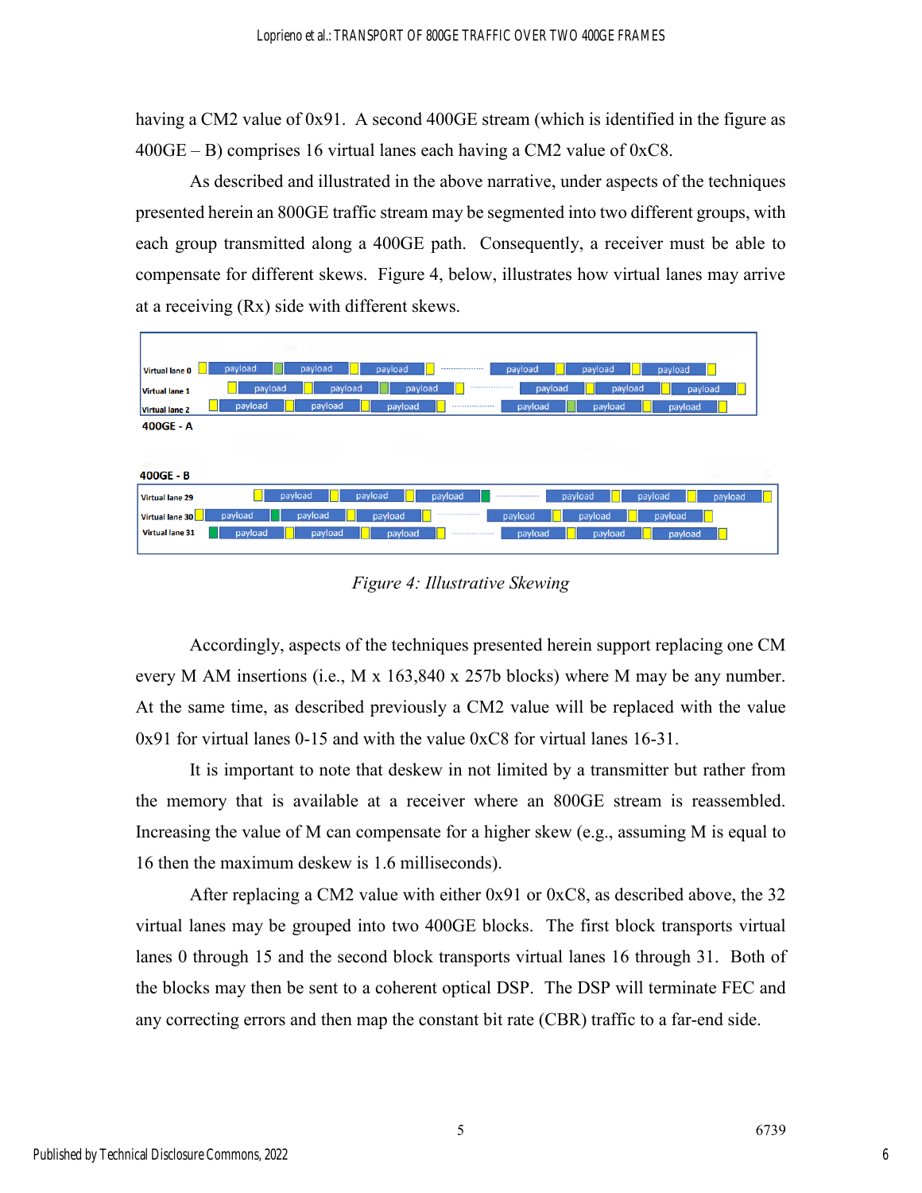having a CM2 value of 0x91. A second 400GE stream (which is identified in the figure as 400GE – B) comprises 16 virtual lanes each having a CM2 value of 0xC8.

As described and illustrated in the above narrative, under aspects of the techniques presented herein an 800GE traffic stream may be segmented into two different groups, with each group transmitted along a 400GE path. Consequently, a receiver must be able to compensate for different skews. Figure 4, below, illustrates how virtual lanes may arrive at a receiving (Rx) side with different skews.

400GE - A

Virtual lane 0
Virtual lane 1
Virtual lane 2

payload

400GE - B

Virtual lane 29
Virtual lane 30
Virtual lane 31

*Figure 4: Illustrative Skewing*

Accordingly, aspects of the techniques presented herein support replacing one CM every M AM insertions (i.e., M x 163,840 x 257b blocks) where M may be any number. At the same time, as described previously a CM2 value will be replaced with the value 0x91 for virtual lanes 0-15 and with the value 0xC8 for virtual lanes 16-31.

It is important to note that deskew in not limited by a transmitter but rather from the memory that is available at a receiver where an 800GE stream is reassembled. Increasing the value of M can compensate for a higher skew (e.g., assuming M is equal to 16 then the maximum deskew is 1.6 milliseconds).

After replacing a CM2 value with either 0x91 or 0xC8, as described above, the 32 virtual lanes may be grouped into two 400GE blocks. The first block transports virtual lanes 0 through 15 and the second block transports virtual lanes 16 through 31. Both of the blocks may then be sent to a coherent optical DSP. The DSP will terminate FEC and any correcting errors and then map the constant bit rate (CBR) traffic to a far-end side.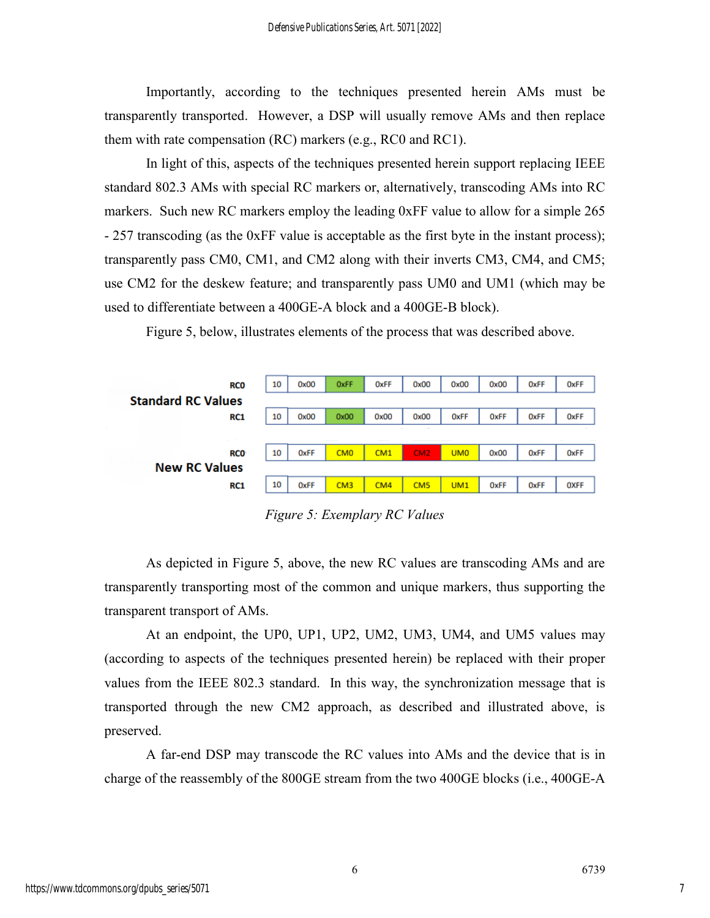Importantly, according to the techniques presented herein AMs must be transparently transported. However, a DSP will usually remove AMs and then replace them with rate compensation (RC) markers (e.g., RC0 and RC1).

In light of this, aspects of the techniques presented herein support replacing IEEE standard 802.3 AMs with special RC markers or, alternatively, transcoding AMs into RC markers. Such new RC markers employ the leading 0xFF value to allow for a simple 265 - 257 transcoding (as the 0xFF value is acceptable as the first byte in the instant process); transparently pass CM0, CM1, and CM2 along with their inverts CM3, CM4, and CM5; use CM2 for the deskew feature; and transparently pass UM0 and UM1 (which may be used to differentiate between a 400GE-A block and a 400GE-B block).

Figure 5, below, illustrates elements of the process that was described above.

| | | | | | | | | | | |
|---|---|---|---|---|---|---|---|---|---|---|
| Standard RC Values | RC0 | 10 | 0x00 | 0xFF | 0xFF | 0x00 | 0x00 | 0x00 | 0xFF | 0xFF |
| | RC1 | 10 | 0x00 | 0x00 | 0x00 | 0x00 | 0xFF | 0xFF | 0xFF | 0xFF |
| New RC Values | RC0 | 10 | 0xFF | CM0 | CM1 | CM2 | UM0 | 0x00 | 0xFF | 0xFF |
| | RC1 | 10 | 0xFF | CM3 | CM4 | CM5 | UM1 | 0xFF | 0xFF | 0XFF |

*Figure 5: Exemplary RC Values*

As depicted in Figure 5, above, the new RC values are transcoding AMs and are transparently transporting most of the common and unique markers, thus supporting the transparent transport of AMs.

At an endpoint, the UP0, UP1, UP2, UM2, UM3, UM4, and UM5 values may (according to aspects of the techniques presented herein) be replaced with their proper values from the IEEE 802.3 standard. In this way, the synchronization message that is transported through the new CM2 approach, as described and illustrated above, is preserved.

A far-end DSP may transcode the RC values into AMs and the device that is in charge of the reassembly of the 800GE stream from the two 400GE blocks (i.e., 400GE-A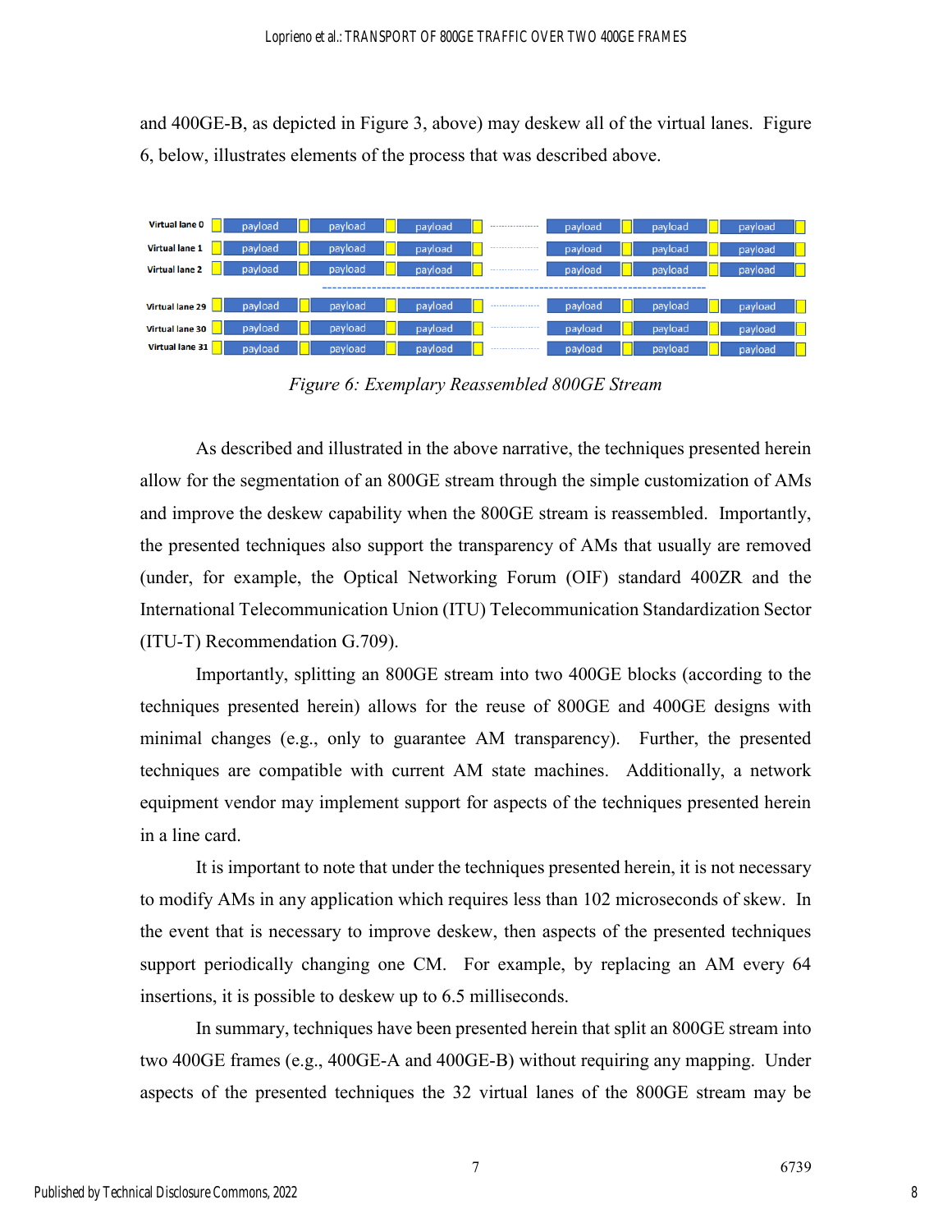and 400GE-B, as depicted in Figure 3, above) may deskew all of the virtual lanes. Figure 6, below, illustrates elements of the process that was described above.

Virtual lane 0 payload payload payload payload payload payload
Virtual lane 1 payload payload payload payload payload payload
Virtual lane 2 payload payload payload payload payload payload
Virtual lane 29 payload payload payload payload payload payload
Virtual lane 30 payload payload payload payload payload payload
Virtual lane 31 payload payload payload payload payload payload

*Figure 6: Exemplary Reassembled 800GE Stream*

As described and illustrated in the above narrative, the techniques presented herein allow for the segmentation of an 800GE stream through the simple customization of AMs and improve the deskew capability when the 800GE stream is reassembled. Importantly, the presented techniques also support the transparency of AMs that usually are removed (under, for example, the Optical Networking Forum (OIF) standard 400ZR and the International Telecommunication Union (ITU) Telecommunication Standardization Sector (ITU-T) Recommendation G.709).

Importantly, splitting an 800GE stream into two 400GE blocks (according to the techniques presented herein) allows for the reuse of 800GE and 400GE designs with minimal changes (e.g., only to guarantee AM transparency). Further, the presented techniques are compatible with current AM state machines. Additionally, a network equipment vendor may implement support for aspects of the techniques presented herein in a line card.

It is important to note that under the techniques presented herein, it is not necessary to modify AMs in any application which requires less than 102 microseconds of skew. In the event that is necessary to improve deskew, then aspects of the presented techniques support periodically changing one CM. For example, by replacing an AM every 64 insertions, it is possible to deskew up to 6.5 milliseconds.

In summary, techniques have been presented herein that split an 800GE stream into two 400GE frames (e.g., 400GE-A and 400GE-B) without requiring any mapping. Under aspects of the presented techniques the 32 virtual lanes of the 800GE stream may be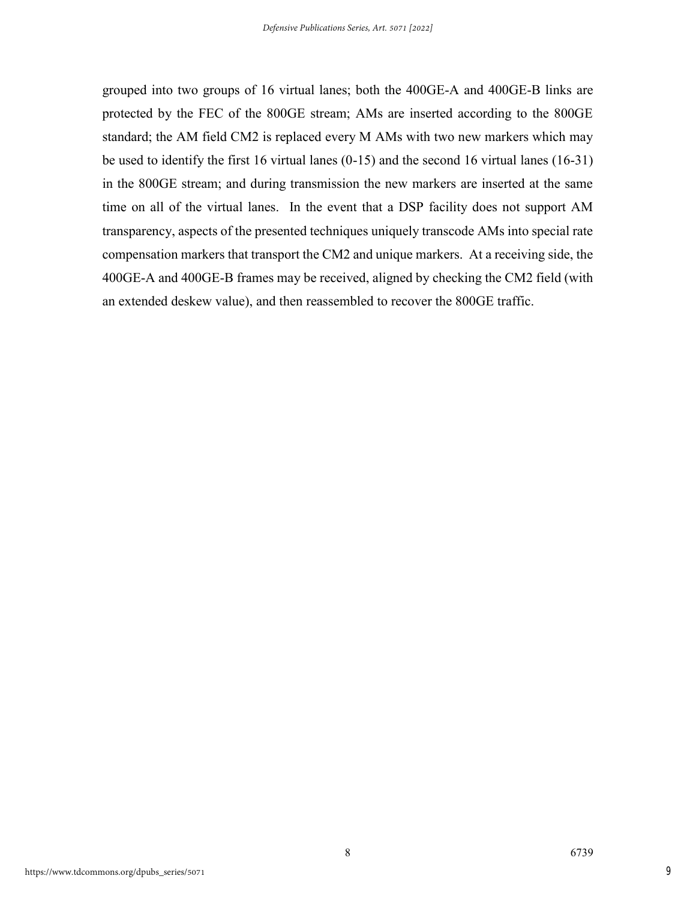grouped into two groups of 16 virtual lanes; both the 400GE-A and 400GE-B links are protected by the FEC of the 800GE stream; AMs are inserted according to the 800GE standard; the AM field CM2 is replaced every M AMs with two new markers which may be used to identify the first 16 virtual lanes (0-15) and the second 16 virtual lanes (16-31) in the 800GE stream; and during transmission the new markers are inserted at the same time on all of the virtual lanes. In the event that a DSP facility does not support AM transparency, aspects of the presented techniques uniquely transcode AMs into special rate compensation markers that transport the CM2 and unique markers. At a receiving side, the 400GE-A and 400GE-B frames may be received, aligned by checking the CM2 field (with an extended deskew value), and then reassembled to recover the 800GE traffic.